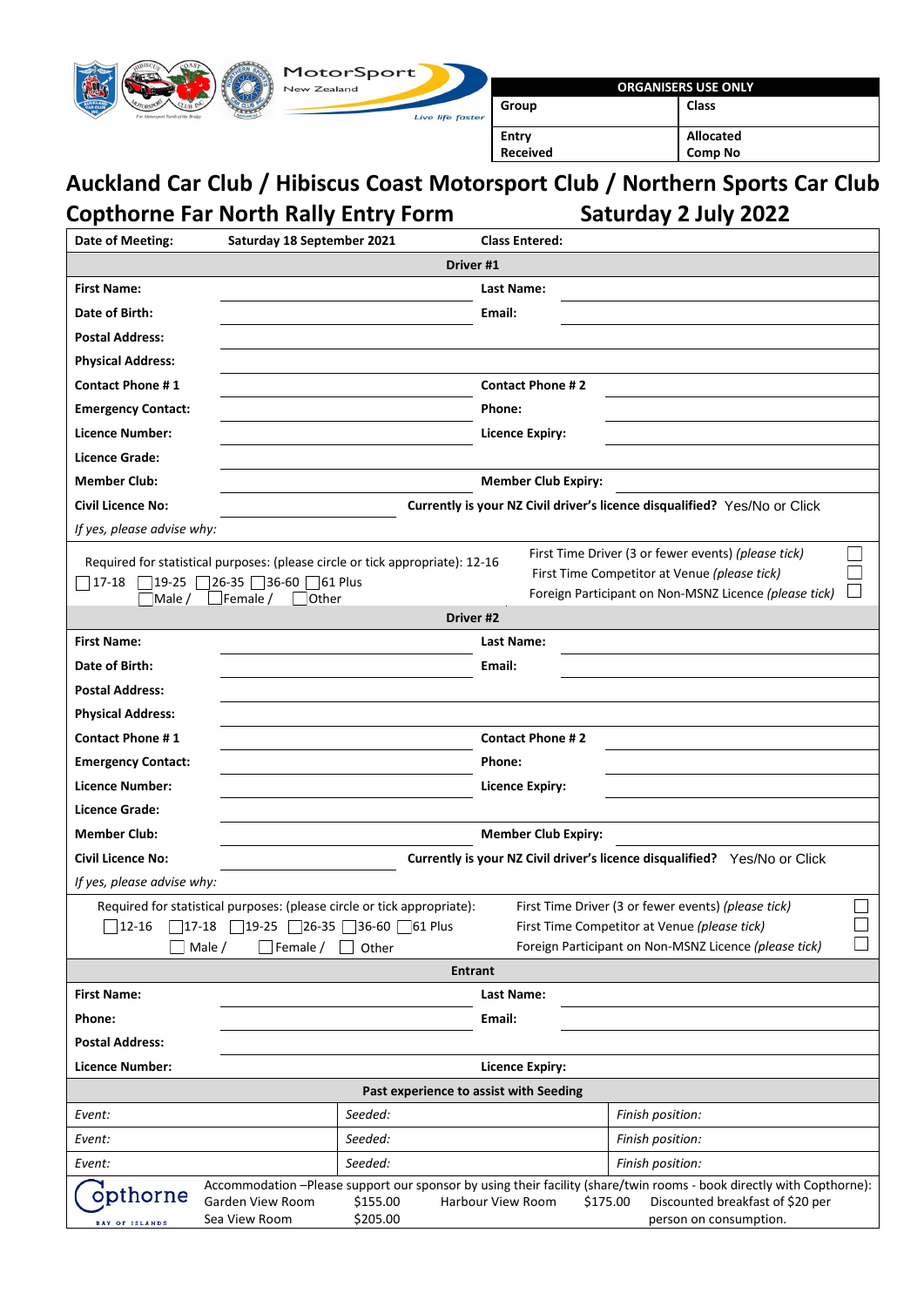| ORGANISERS USE ONLY | |
|---|---|
| Group | Class |
| Entry Received | Allocated Comp No |

# Auckland Car Club / Hibiscus Coast Motorsport Club / Northern Sports Car Club

## Copthorne Far North Rally Entry Form — Saturday 2 July 2022

| | | | |
|---|---|---|---|
| **Date of Meeting:** | **Saturday 18 September 2021** | **Class Entered:** | |
| | **Driver #1** | | |
| **First Name:** | | **Last Name:** | |
| **Date of Birth:** | | **Email:** | |
| **Postal Address:** | | | |
| **Physical Address:** | | | |
| **Contact Phone # 1** | | **Contact Phone # 2** | |
| **Emergency Contact:** | | **Phone:** | |
| **Licence Number:** | | **Licence Expiry:** | |
| **Licence Grade:** | | | |
| **Member Club:** | | **Member Club Expiry:** | |
| **Civil Licence No:** | | **Currently is your NZ Civil driver's licence disqualified?** Yes/No or Click | |
| *If yes, please advise why:* | | | |

Required for statistical purposes: (please circle or tick appropriate): 12-16 ☐ 17-18 ☐ 19-25 ☐ 26-35 ☐ 36-60 ☐ 61 Plus ☐ Male / ☐ Female / ☐ Other

First Time Driver (3 or fewer events) *(please tick)* ☐
First Time Competitor at Venue *(please tick)* ☐
Foreign Participant on Non-MSNZ Licence *(please tick)* ☐

| | | | |
|---|---|---|---|
| | **Driver #2** | | |
| **First Name:** | | **Last Name:** | |
| **Date of Birth:** | | **Email:** | |
| **Postal Address:** | | | |
| **Physical Address:** | | | |
| **Contact Phone # 1** | | **Contact Phone # 2** | |
| **Emergency Contact:** | | **Phone:** | |
| **Licence Number:** | | **Licence Expiry:** | |
| **Licence Grade:** | | | |
| **Member Club:** | | **Member Club Expiry:** | |
| **Civil Licence No:** | | **Currently is your NZ Civil driver's licence disqualified?** Yes/No or Click | |
| *If yes, please advise why:* | | | |

Required for statistical purposes: (please circle or tick appropriate): ☐ 12-16 ☐ 17-18 ☐ 19-25 ☐ 26-35 ☐ 36-60 ☐ 61 Plus ☐ Male / ☐ Female / ☐ Other

First Time Driver (3 or fewer events) *(please tick)* ☐
First Time Competitor at Venue *(please tick)* ☐
Foreign Participant on Non-MSNZ Licence *(please tick)* ☐

| | | | |
|---|---|---|---|
| | **Entrant** | | |
| **First Name:** | | **Last Name:** | |
| **Phone:** | | **Email:** | |
| **Postal Address:** | | | |
| **Licence Number:** | | **Licence Expiry:** | |

| **Past experience to assist with Seeding** | | |
|---|---|---|
| *Event:* | *Seeded:* | *Finish position:* |
| *Event:* | *Seeded:* | *Finish position:* |
| *Event:* | *Seeded:* | *Finish position:* |

Copthorne Bay of Islands

Accommodation –Please support our sponsor by using their facility (share/twin rooms - book directly with Copthorne):

| | | | |
|---|---|---|---|
| Garden View Room | $155.00 | Harbour View Room | $175.00 |
| Sea View Room | $205.00 | | |

Discounted breakfast of $20 per person on consumption.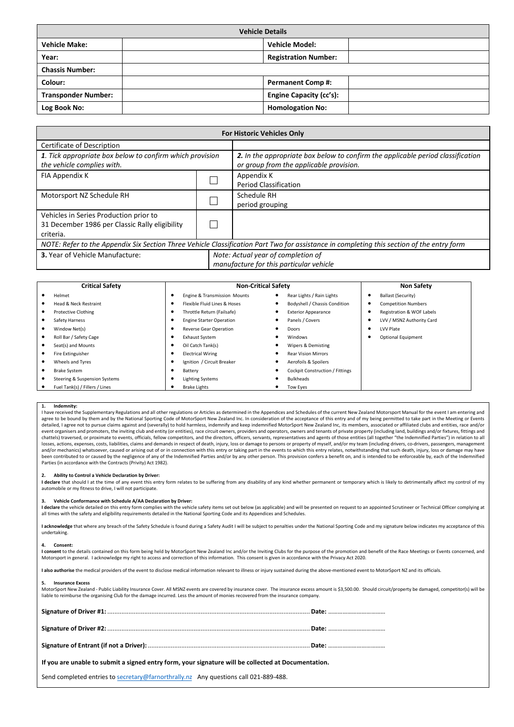| Vehicle Details | | | |
|---|---|---|---|
| **Vehicle Make:** | | **Vehicle Model:** | |
| **Year:** | | **Registration Number:** | |
| **Chassis Number:** | | | |
| **Colour:** | | **Permanent Comp #:** | |
| **Transponder Number:** | | **Engine Capacity (cc's):** | |
| **Log Book No:** | | **Homologation No:** | |

| For Historic Vehicles Only | | |
|---|---|---|
| Certificate of Description | | |
| ***1**. Tick appropriate box below to confirm which provision the vehicle complies with.* | | ***2.** In the appropriate box below to confirm the applicable period classification or group from the applicable provision.* |
| FIA Appendix K | ☐ | Appendix K Period Classification |
| Motorsport NZ Schedule RH | ☐ | Schedule RH period grouping |
| Vehicles in Series Production prior to 31 December 1986 per Classic Rally eligibility criteria. | ☐ | |
| *NOTE: Refer to the Appendix Six Section Three Vehicle Classification Part Two for assistance in completing this section of the entry form* | | |
| **3.** Year of Vehicle Manufacture: | *Note: Actual year of completion of manufacture for this particular vehicle* | |

| Critical Safety | Non-Critical Safety | | Non Safety |
|---|---|---|---|
| • Helmet | • Engine & Transmission Mounts | • Rear Lights / Rain Lights | • Ballast (Security) |
| • Head & Neck Restraint | • Flexible Fluid Lines & Hoses | • Bodyshell / Chassis Condition | • Competition Numbers |
| • Protective Clothing | • Throttle Return (Failsafe) | • Exterior Appearance | • Registration & WOF Labels |
| • Safety Harness | • Engine Starter Operation | • Panels / Covers | • LVV / MSNZ Authority Card |
| • Window Net(s) | • Reverse Gear Operation | • Doors | • LVV Plate |
| • Roll Bar / Safety Cage | • Exhaust System | • Windows | • Optional Equipment |
| • Seat(s) and Mounts | • Oil Catch Tank(s) | • Wipers & Demisting | |
| • Fire Extinguisher | • Electrical Wiring | • Rear Vision Mirrors | |
| • Wheels and Tyres | • Ignition / Circuit Breaker | • Aerofoils & Spoilers | |
| • Brake System | • Battery | • Cockpit Construction / Fittings | |
| • Steering & Suspension Systems | • Lighting Systems | • Bulkheads | |
| • Fuel Tank(s) / Fillers / Lines | • Brake Lights | • Tow Eyes | |

**1. Indemnity:**

I have received the Supplementary Regulations and all other regulations or Articles as determined in the Appendices and Schedules of the current New Zealand Motorsport Manual for the event I am entering and agree to be bound by them and by the National Sporting Code of MotorSport New Zealand Inc. In consideration of the acceptance of this entry and of my being permitted to take part in the Meeting or Events detailed, I agree not to pursue claims against and (severally) to hold harmless, indemnify and keep indemnified MotorSport New Zealand Inc, its members, associated or affiliated clubs and entities, race and/or event organisers and promoters, the inviting club and entity (or entities), race circuit owners, providers and operators, owners and tenants of private property (including land, buildings and/or fixtures, fittings and chattels) traversed, or proximate to events, officials, fellow competitors, and the directors, officers, servants, representatives and agents of those entities (all together "the Indemnified Parties") in relation to all losses, actions, expenses, costs, liabilities, claims and demands in respect of death, injury, loss or damage to persons or property of myself, and/or my team (including drivers, co-drivers, passengers, management and/or mechanics) whatsoever, caused or arising out of or in connection with this entry or taking part in the events to which this entry relates, notwithstanding that such death, injury, loss or damage may have been contributed to or caused by the negligence of any of the Indemnified Parties and/or by any other person. This provision confers a benefit on, and is intended to be enforceable by, each of the Indemnified Parties (in accordance with the Contracts (Privity) Act 1982).

**2. Ability to Control a Vehicle Declaration by Driver:**

**I declare** that should I at the time of any event this entry form relates to be suffering from any disability of any kind whether permanent or temporary which is likely to detrimentally affect my control of my automobile or my fitness to drive, I will not participate.

**3. Vehicle Conformance with Schedule A/AA Declaration by Driver:**

**I declare** the vehicle detailed on this entry form complies with the vehicle safety items set out below (as applicable) and will be presented on request to an appointed Scrutineer or Technical Officer complying at all times with the safety and eligibility requirements detailed in the National Sporting Code and its Appendices and Schedules.

**I acknowledge** that where any breach of the Safety Schedule is found during a Safety Audit I will be subject to penalties under the National Sporting Code and my signature below indicates my acceptance of this undertaking.

**4. Consent:**

**I consent** to the details contained on this form being held by MotorSport New Zealand Inc and/or the Inviting Clubs for the purpose of the promotion and benefit of the Race Meetings or Events concerned, and Motorsport in general. I acknowledge my right to access and correction of this information. This consent is given in accordance with the Privacy Act 2020.

**I also authorise** the medical providers of the event to disclose medical information relevant to illness or injury sustained during the above-mentioned event to MotorSport NZ and its officials.

**5. Insurance Excess**

MotorSport New Zealand - Public Liability Insurance Cover. All MSNZ events are covered by insurance cover. The insurance excess amount is $3,500.00. Should circuit/property be damaged, competitor(s) will be liable to reimburse the organising Club for the damage incurred. Less the amount of monies recovered from the insurance company.

**Signature of Driver #1:** .................................................................................................... **Date:** ....................................

**Signature of Driver #2:** .................................................................................................... **Date:** ....................................

**Signature of Entrant (if not a Driver):** ............................................................................ **Date:** ....................................

**If you are unable to submit a signed entry form, your signature will be collected at Documentation.**

Send completed entries to secretary@farnorthrally.nz Any questions call 021-889-488.